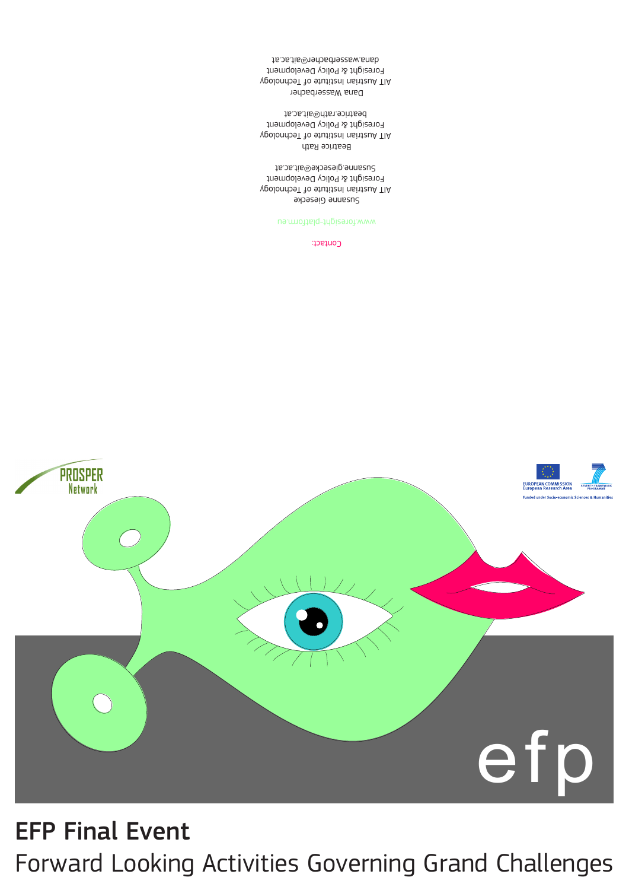Contact:

www.foresight-platform.eu

Susanne Giesecke
AIT Austrian Institute of Technology
Foresight & Policy Development
susanne.giesecke@ait.ac.at

Beatrice Rath
AIT Austrian Institute of Technology
Foresight & Policy Development
beatrice.rath@ait.ac.at

Dana Wasserbacher
AIT Austrian Institute of Technology
Foresight & Policy Development
dana.wasserbacher@ait.ac.at

PROSPER Network

EUROPEAN COMMISSION
European Research Area

SEVENTH FRAMEWORK PROGRAMME

Funded under Socio-economic Sciences & Humanities

efp

# EFP Final Event

Forward Looking Activities Governing Grand Challenges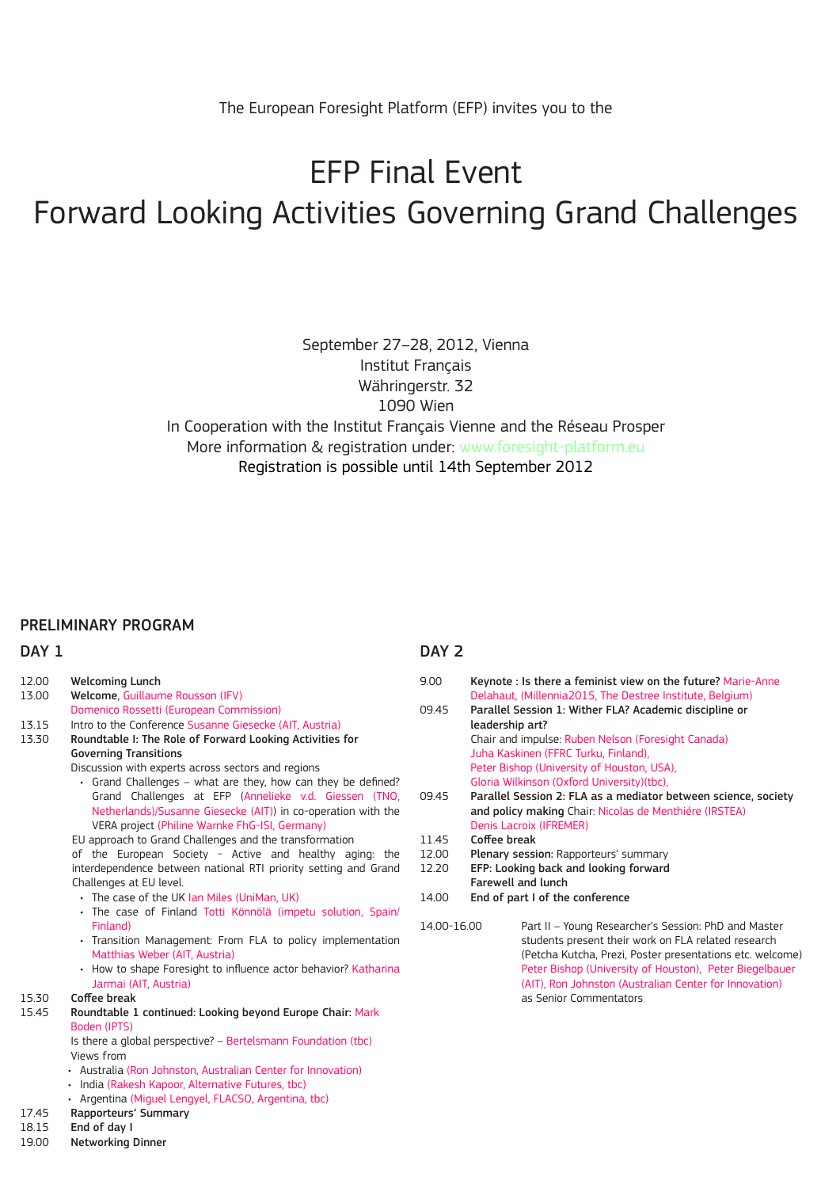The European Foresight Platform (EFP) invites you to the

# EFP Final Event
# Forward Looking Activities Governing Grand Challenges

September 27–28, 2012, Vienna
Institut Français
Währingerstr. 32
1090 Wien
In Cooperation with the Institut Français Vienne and the Réseau Prosper
More information & registration under: www.foresight-platform.eu
Registration is possible until 14th September 2012

## PRELIMINARY PROGRAM

### DAY 1

12.00 **Welcoming Lunch**

13.00 **Welcome**, Guillaume Rousson (IFV)
Domenico Rossetti (European Commission)

13.15 Intro to the Conference Susanne Giesecke (AIT, Austria)

13.30 **Roundtable I: The Role of Forward Looking Activities for Governing Transitions**
Discussion with experts across sectors and regions

- Grand Challenges – what are they, how can they be defined? Grand Challenges at EFP (Annelieke v.d. Giessen (TNO, Netherlands)/Susanne Giesecke (AIT)) in co-operation with the VERA project (Philine Warnke FhG-ISI, Germany)

EU approach to Grand Challenges and the transformation of the European Society - Active and healthy aging: the interdependence between national RTI priority setting and Grand Challenges at EU level.

- The case of the UK Ian Miles (UniMan, UK)
- The case of Finland Totti Könnölä (impetu solution, Spain/ Finland)
- Transition Management: From FLA to policy implementation Matthias Weber (AIT, Austria)
- How to shape Foresight to influence actor behavior? Katharina Jarmai (AIT, Austria)

15.30 **Coffee break**

15.45 **Roundtable 1 continued: Looking beyond Europe Chair:** Mark Boden (IPTS)
Is there a global perspective? – Bertelsmann Foundation (tbc)
Views from

- Australia (Ron Johnston, Australian Center for Innovation)
- India (Rakesh Kapoor, Alternative Futures, tbc)
- Argentina (Miguel Lengyel, FLACSO, Argentina, tbc)

17.45 **Rapporteurs' Summary**

18.15 **End of day I**

19.00 **Networking Dinner**

### DAY 2

9.00 **Keynote : Is there a feminist view on the future?** Marie-Anne Delahaut, (Millennia2015, The Destree Institute, Belgium)

09.45 **Parallel Session 1: Wither FLA? Academic discipline or leadership art?**
Chair and impulse: Ruben Nelson (Foresight Canada)
Juha Kaskinen (FFRC Turku, Finland),
Peter Bishop (University of Houston, USA),
Gloria Wilkinson (Oxford University)(tbc),

09.45 **Parallel Session 2: FLA as a mediator between science, society and policy making** Chair: Nicolas de Menthiére (IRSTEA)
Denis Lacroix (IFREMER)

11.45 **Coffee break**

12.00 **Plenary session:** Rapporteurs' summary

12.20 **EFP: Looking back and looking forward**
**Farewell and lunch**

14.00 **End of part I of the conference**

14.00-16.00 Part II – Young Researcher's Session: PhD and Master students present their work on FLA related research (Petcha Kutcha, Prezi, Poster presentations etc. welcome)
Peter Bishop (University of Houston), Peter Biegelbauer (AIT), Ron Johnston (Australian Center for Innovation) as Senior Commentators